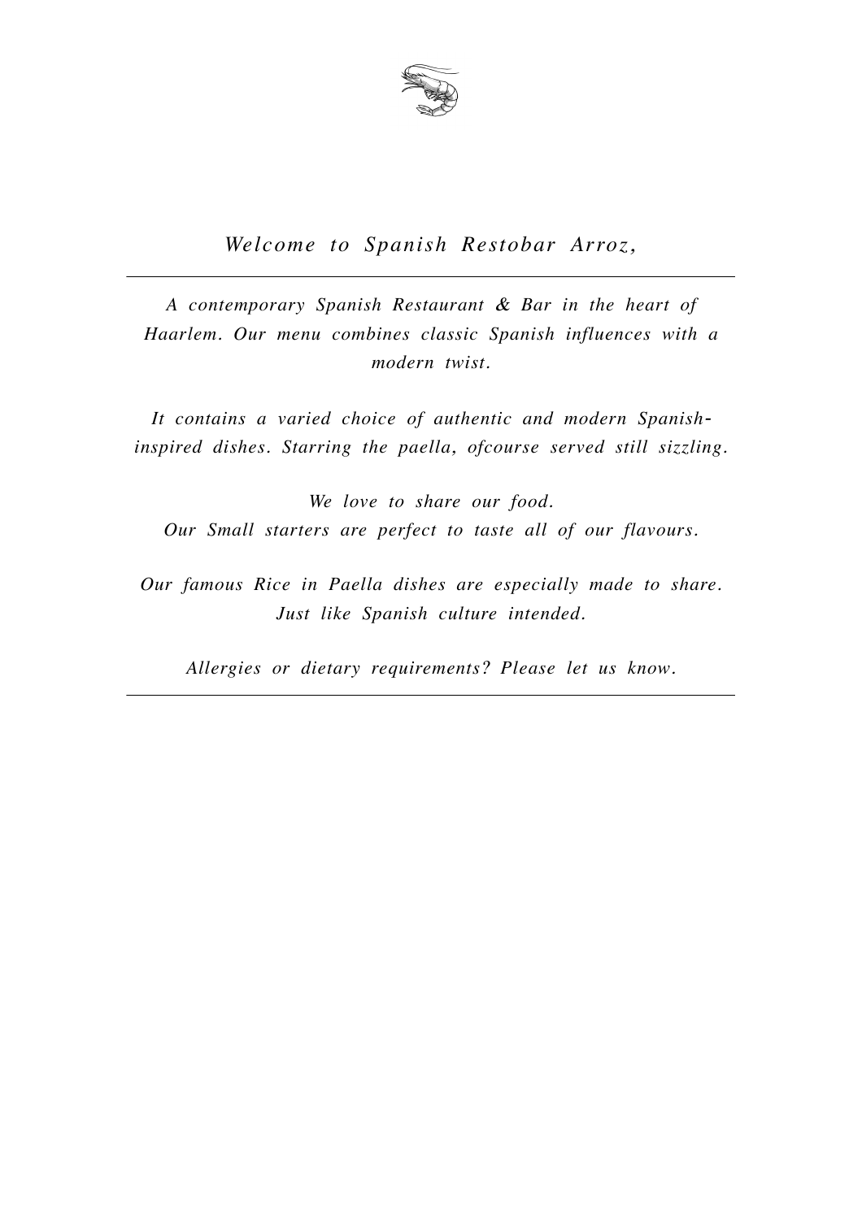*Welcome to Spanish Restobar Arroz,*

---

*A contemporary Spanish Restaurant & Bar in the heart of Haarlem. Our menu combines classic Spanish influences with a modern twist.*

*It contains a varied choice of authentic and modern Spanish-inspired dishes. Starring the paella, ofcourse served still sizzling.*

*We love to share our food.*
*Our Small starters are perfect to taste all of our flavours.*

*Our famous Rice in Paella dishes are especially made to share. Just like Spanish culture intended.*

*Allergies or dietary requirements? Please let us know.*

---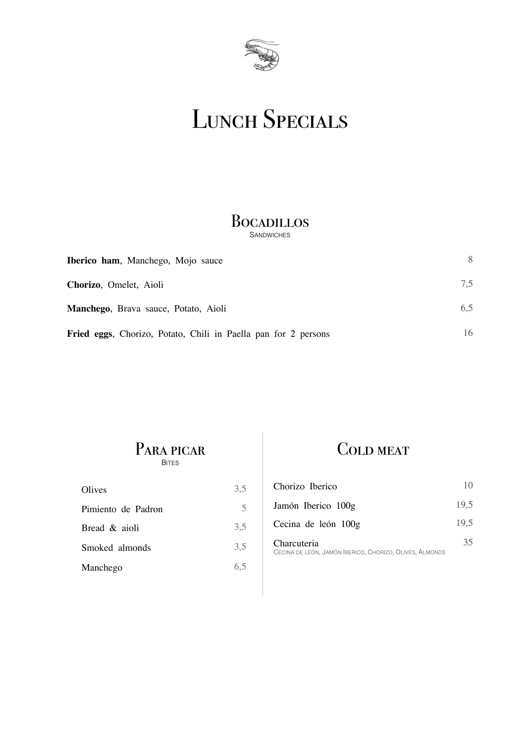# Lunch Specials

## Bocadillos
SANDWICHES

| Item | Price |
|---|---|
| **Iberico ham**, Manchego, Mojo sauce | 8 |
| **Chorizo**, Omelet, Aioli | 7,5 |
| **Manchego**, Brava sauce, Potato, Aioli | 6,5 |
| **Fried eggs**, Chorizo, Potato, Chili in Paella pan for 2 persons | 16 |

## Para picar
BITES

| Item | Price |
|---|---|
| Olives | 3,5 |
| Pimiento de Padron | 5 |
| Bread & aioli | 3,5 |
| Smoked almonds | 3,5 |
| Manchego | 6,5 |

## Cold meat

| Item | Price |
|---|---|
| Chorizo Iberico | 10 |
| Jamón Iberico 100g | 19,5 |
| Cecina de león 100g | 19,5 |
| Charcuteria<br>CECINA DE LEÓN, JAMÓN IBERICO, CHORIZO, OLIVES, ALMONDS | 35 |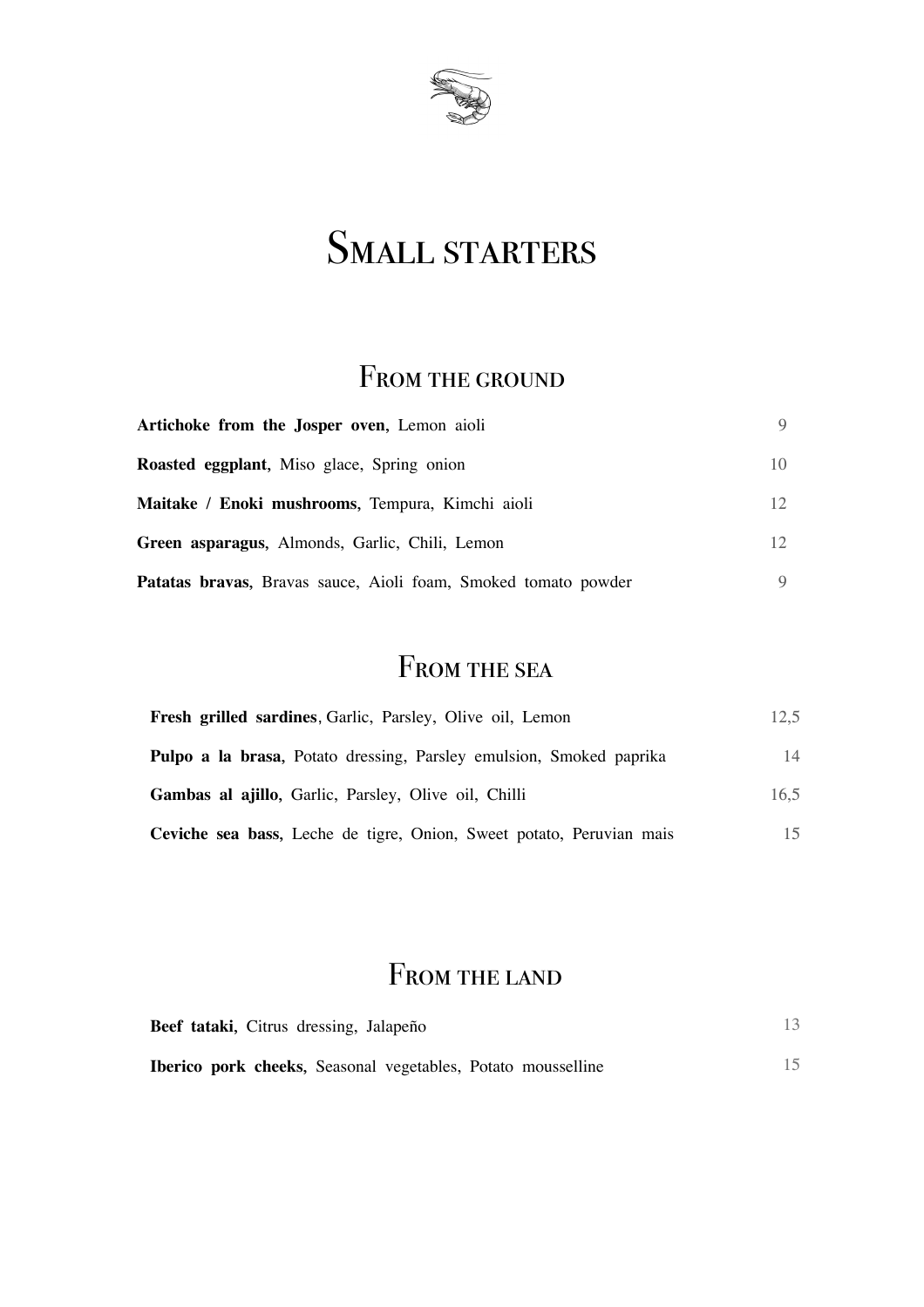# Small starters

## From the ground

| | |
|---|---|
| **Artichoke from the Josper oven**, Lemon aioli | 9 |
| **Roasted eggplant**, Miso glace, Spring onion | 10 |
| **Maitake / Enoki mushrooms**, Tempura, Kimchi aioli | 12 |
| **Green asparagus**, Almonds, Garlic, Chili, Lemon | 12 |
| **Patatas bravas**, Bravas sauce, Aioli foam, Smoked tomato powder | 9 |

## From the sea

| | |
|---|---|
| **Fresh grilled sardines**, Garlic, Parsley, Olive oil, Lemon | 12,5 |
| **Pulpo a la brasa**, Potato dressing, Parsley emulsion, Smoked paprika | 14 |
| **Gambas al ajillo**, Garlic, Parsley, Olive oil, Chilli | 16,5 |
| **Ceviche sea bass**, Leche de tigre, Onion, Sweet potato, Peruvian mais | 15 |

## From the land

| | |
|---|---|
| **Beef tataki**, Citrus dressing, Jalapeño | 13 |
| **Iberico pork cheeks**, Seasonal vegetables, Potato mousselline | 15 |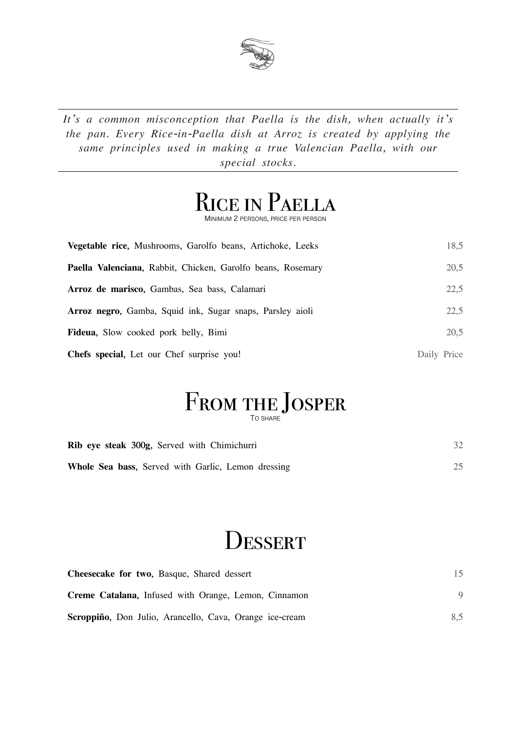*It's a common misconception that Paella is the dish, when actually it's the pan. Every Rice-in-Paella dish at Arroz is created by applying the same principles used in making a true Valencian Paella, with our special stocks.*

# Rice in Paella

Minimum 2 persons, price per person

**Vegetable rice**, Mushrooms, Garolfo beans, Artichoke, Leeks — 18,5

**Paella Valenciana**, Rabbit, Chicken, Garolfo beans, Rosemary — 20,5

**Arroz de marisco**, Gambas, Sea bass, Calamari — 22,5

**Arroz negro**, Gamba, Squid ink, Sugar snaps, Parsley aioli — 22,5

**Fideua**, Slow cooked pork belly, Bimi — 20,5

**Chefs special**, Let our Chef surprise you! — Daily Price

# From the Josper

To share

**Rib eye steak 300g**, Served with Chimichurri — 32

**Whole Sea bass**, Served with Garlic, Lemon dressing — 25

# Dessert

**Cheesecake for two**, Basque, Shared dessert — 15

**Creme Catalana**, Infused with Orange, Lemon, Cinnamon — 9

**Scroppiño**, Don Julio, Arancello, Cava, Orange ice-cream — 8,5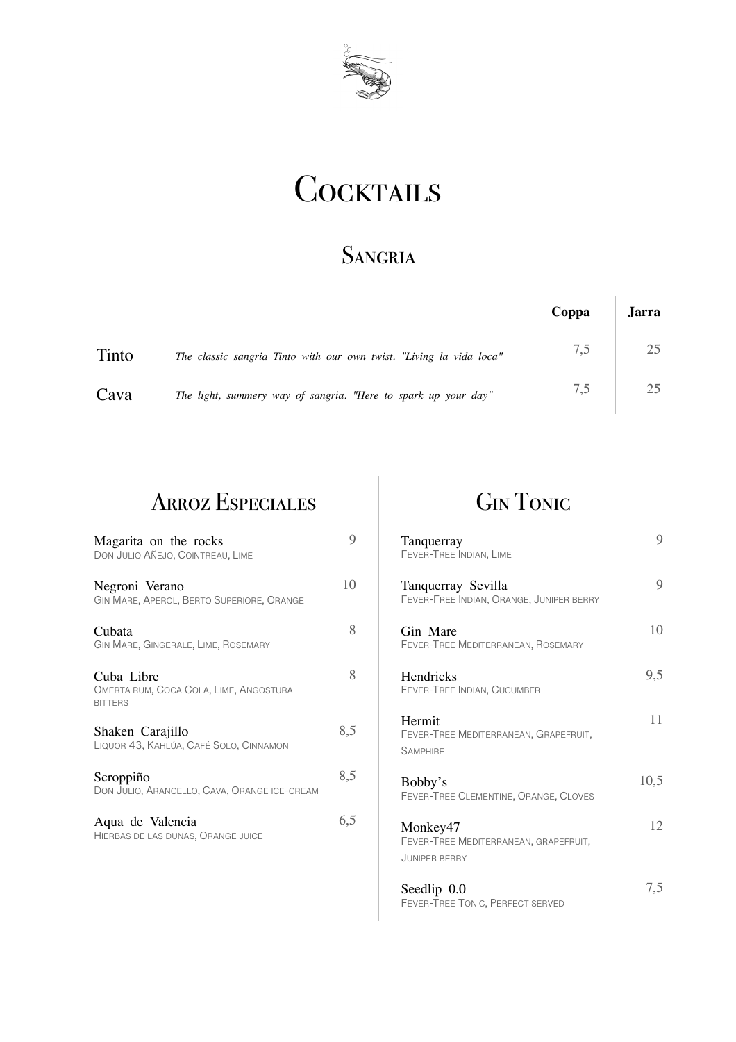# Cocktails

## Sangria

| | | Coppa | Jarra |
|---|---|---|---|
| Tinto | *The classic sangria Tinto with our own twist. "Living la vida loca"* | 7,5 | 25 |
| Cava | *The light, summery way of sangria. "Here to spark up your day"* | 7,5 | 25 |

## Arroz Especiales

Magarita on the rocks — 9
DON JULIO AÑEJO, COINTREAU, LIME

Negroni Verano — 10
GIN MARE, APEROL, BERTO SUPERIORE, ORANGE

Cubata — 8
GIN MARE, GINGERALE, LIME, ROSEMARY

Cuba Libre — 8
OMERTA RUM, COCA COLA, LIME, ANGOSTURA BITTERS

Shaken Carajillo — 8,5
LIQUOR 43, KAHLÚA, CAFÉ SOLO, CINNAMON

Scroppiño — 8,5
DON JULIO, ARANCELLO, CAVA, ORANGE ICE-CREAM

Aqua de Valencia — 6,5
HIERBAS DE LAS DUNAS, ORANGE JUICE

## Gin Tonic

Tanquerray — 9
FEVER-TREE INDIAN, LIME

Tanquerray Sevilla — 9
FEVER-FREE INDIAN, ORANGE, JUNIPER BERRY

Gin Mare — 10
FEVER-TREE MEDITERRANEAN, ROSEMARY

Hendricks — 9,5
FEVER-TREE INDIAN, CUCUMBER

Hermit — 11
FEVER-TREE MEDITERRANEAN, GRAPEFRUIT, SAMPHIRE

Bobby's — 10,5
FEVER-TREE CLEMENTINE, ORANGE, CLOVES

Monkey47 — 12
FEVER-TREE MEDITERRANEAN, GRAPEFRUIT, JUNIPER BERRY

Seedlip 0.0 — 7,5
FEVER-TREE TONIC, PERFECT SERVED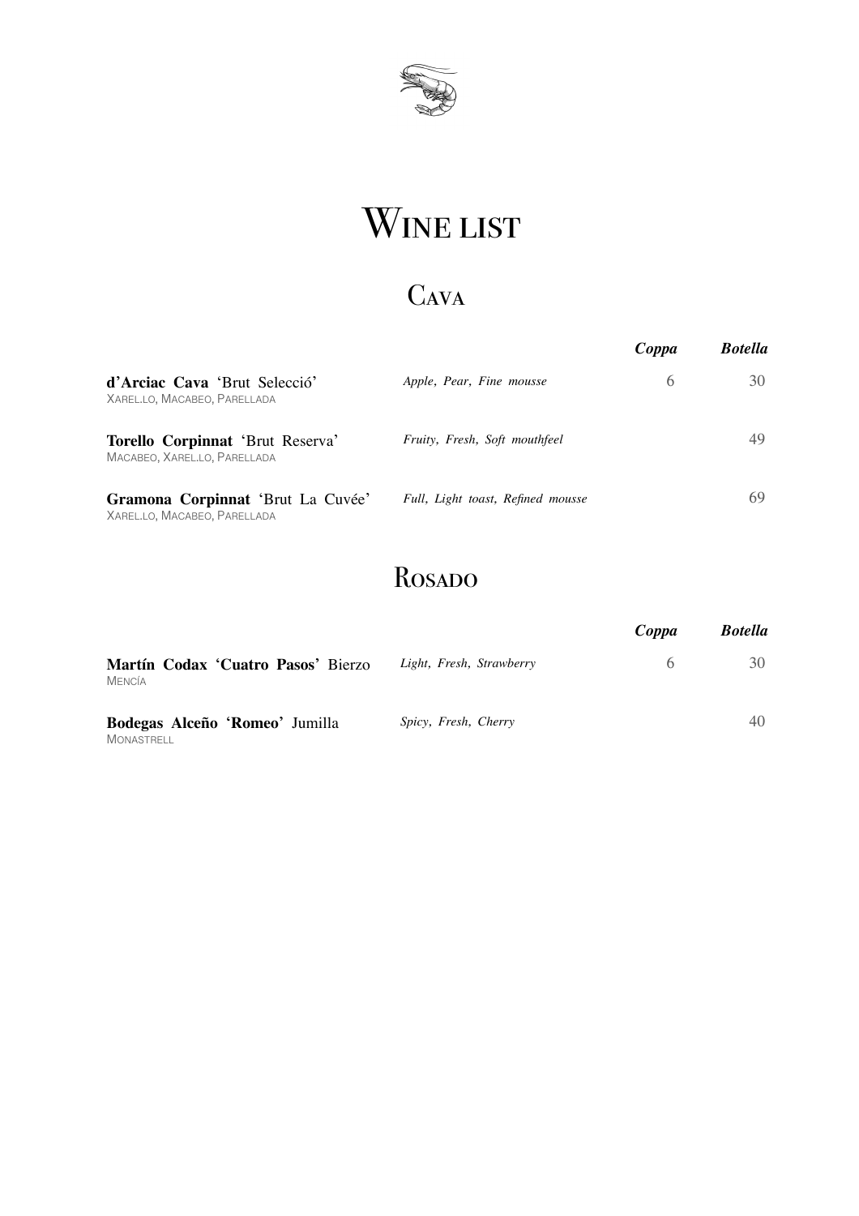# Wine list

## Cava

| | | Coppa | Botella |
|---|---|---|---|
| **d'Arciac Cava** 'Brut Selecció'<br>Xarel.lo, Macabeo, Parellada | *Apple, Pear, Fine mousse* | 6 | 30 |
| **Torello Corpinnat** 'Brut Reserva'<br>Macabeo, Xarel.lo, Parellada | *Fruity, Fresh, Soft mouthfeel* | | 49 |
| **Gramona Corpinnat** 'Brut La Cuvée'<br>Xarel.lo, Macabeo, Parellada | *Full, Light toast, Refined mousse* | | 69 |

## Rosado

| | | Coppa | Botella |
|---|---|---|---|
| **Martín Codax 'Cuatro Pasos'** Bierzo<br>Mencía | *Light, Fresh, Strawberry* | 6 | 30 |
| **Bodegas Alceño 'Romeo'** Jumilla<br>Monastrell | *Spicy, Fresh, Cherry* | | 40 |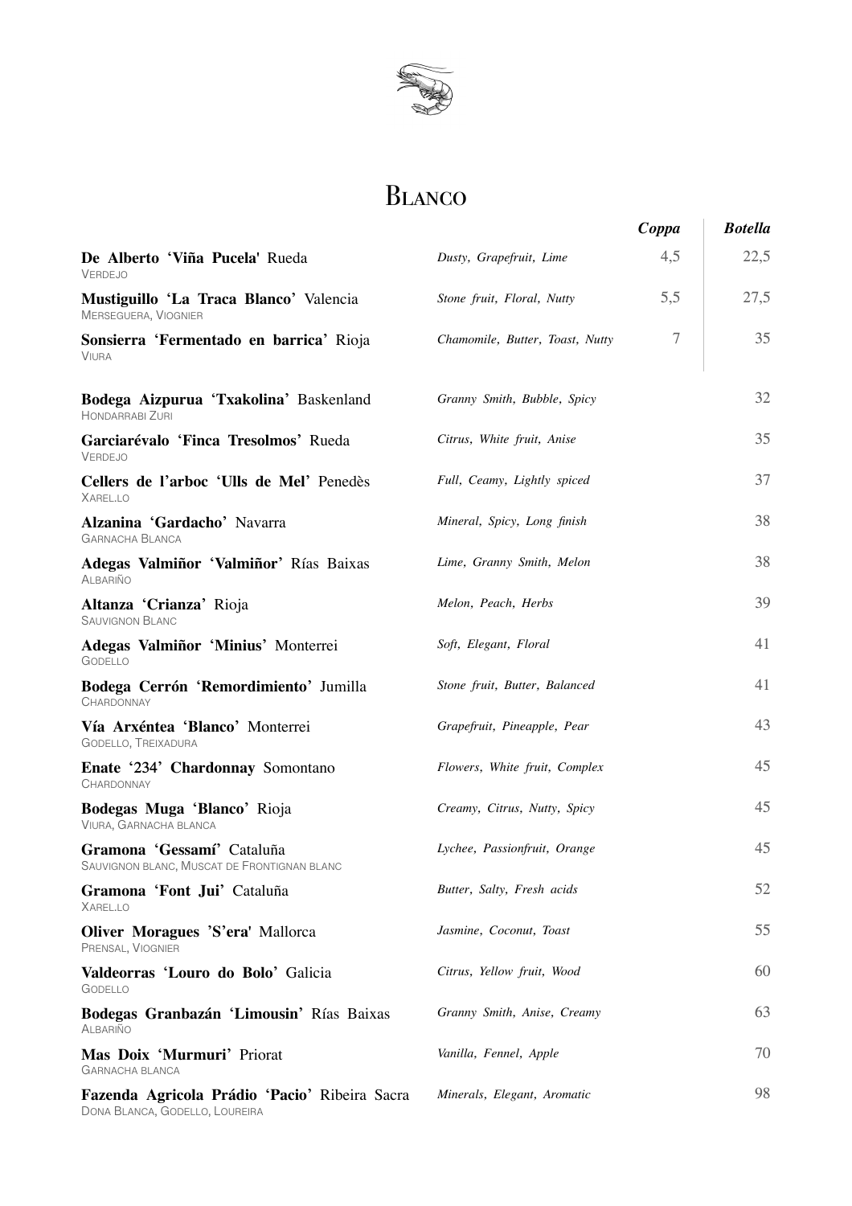# Blanco

| Wine | Notes | *Coppa* | *Botella* |
|---|---|---|---|
| **De Alberto 'Viña Pucela'** Rueda<br>VERDEJO | *Dusty, Grapefruit, Lime* | 4,5 | 22,5 |
| **Mustiguillo 'La Traca Blanco'** Valencia<br>MERSEGUERA, VIOGNIER | *Stone fruit, Floral, Nutty* | 5,5 | 27,5 |
| **Sonsierra 'Fermentado en barrica'** Rioja<br>VIURA | *Chamomile, Butter, Toast, Nutty* | 7 | 35 |
| **Bodega Aizpurua 'Txakolina'** Baskenland<br>HONDARRABI ZURI | *Granny Smith, Bubble, Spicy* | | 32 |
| **Garciarévalo 'Finca Tresolmos'** Rueda<br>VERDEJO | *Citrus, White fruit, Anise* | | 35 |
| **Cellers de l'arboc 'Ulls de Mel'** Penedès<br>XAREL.LO | *Full, Ceamy, Lightly spiced* | | 37 |
| **Alzanina 'Gardacho'** Navarra<br>GARNACHA BLANCA | *Mineral, Spicy, Long finish* | | 38 |
| **Adegas Valmiñor 'Valmiñor'** Rías Baixas<br>ALBARIÑO | *Lime, Granny Smith, Melon* | | 38 |
| **Altanza 'Crianza'** Rioja<br>SAUVIGNON BLANC | *Melon, Peach, Herbs* | | 39 |
| **Adegas Valmiñor 'Minius'** Monterrei<br>GODELLO | *Soft, Elegant, Floral* | | 41 |
| **Bodega Cerrón 'Remordimiento'** Jumilla<br>CHARDONNAY | *Stone fruit, Butter, Balanced* | | 41 |
| **Vía Arxéntea 'Blanco'** Monterrei<br>GODELLO, TREIXADURA | *Grapefruit, Pineapple, Pear* | | 43 |
| **Enate '234' Chardonnay** Somontano<br>CHARDONNAY | *Flowers, White fruit, Complex* | | 45 |
| **Bodegas Muga 'Blanco'** Rioja<br>VIURA, GARNACHA BLANCA | *Creamy, Citrus, Nutty, Spicy* | | 45 |
| **Gramona 'Gessamí'** Cataluña<br>SAUVIGNON BLANC, MUSCAT DE FRONTIGNAN BLANC | *Lychee, Passionfruit, Orange* | | 45 |
| **Gramona 'Font Jui'** Cataluña<br>XAREL.LO | *Butter, Salty, Fresh acids* | | 52 |
| **Oliver Moragues 'S'era'** Mallorca<br>PRENSAL, VIOGNIER | *Jasmine, Coconut, Toast* | | 55 |
| **Valdeorras 'Louro do Bolo'** Galicia<br>GODELLO | *Citrus, Yellow fruit, Wood* | | 60 |
| **Bodegas Granbazán 'Limousin'** Rías Baixas<br>ALBARIÑO | *Granny Smith, Anise, Creamy* | | 63 |
| **Mas Doix 'Murmuri'** Priorat<br>GARNACHA BLANCA | *Vanilla, Fennel, Apple* | | 70 |
| **Fazenda Agricola Prádio 'Pacio'** Ribeira Sacra<br>DONA BLANCA, GODELLO, LOUREIRA | *Minerals, Elegant, Aromatic* | | 98 |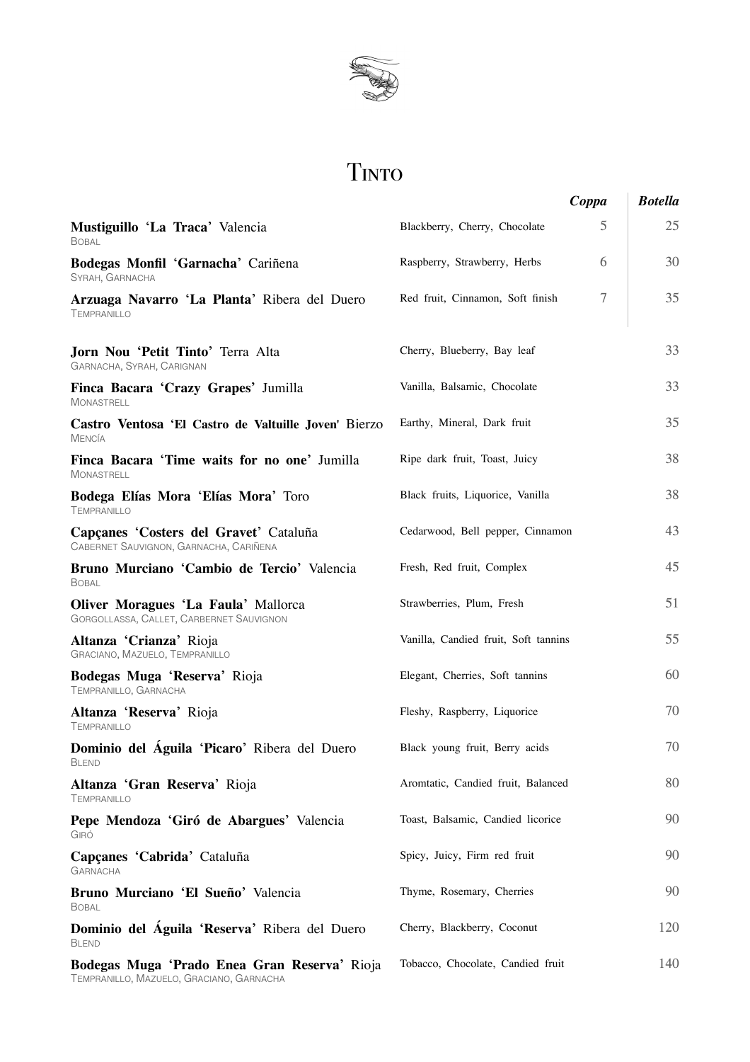# Tinto

| Wine | Notes | *Coppa* | *Botella* |
|---|---|---|---|
| **Mustiguillo 'La Traca'** Valencia<br>Bobal | Blackberry, Cherry, Chocolate | 5 | 25 |
| **Bodegas Monfil 'Garnacha'** Cariñena<br>Syrah, Garnacha | Raspberry, Strawberry, Herbs | 6 | 30 |
| **Arzuaga Navarro 'La Planta'** Ribera del Duero<br>Tempranillo | Red fruit, Cinnamon, Soft finish | 7 | 35 |
| **Jorn Nou 'Petit Tinto'** Terra Alta<br>Garnacha, Syrah, Carignan | Cherry, Blueberry, Bay leaf | | 33 |
| **Finca Bacara 'Crazy Grapes'** Jumilla<br>Monastrell | Vanilla, Balsamic, Chocolate | | 33 |
| **Castro Ventosa 'El Castro de Valtuille Joven'** Bierzo<br>Mencía | Earthy, Mineral, Dark fruit | | 35 |
| **Finca Bacara 'Time waits for no one'** Jumilla<br>Monastrell | Ripe dark fruit, Toast, Juicy | | 38 |
| **Bodega Elías Mora 'Elías Mora'** Toro<br>Tempranillo | Black fruits, Liquorice, Vanilla | | 38 |
| **Capçanes 'Costers del Gravet'** Cataluña<br>Cabernet Sauvignon, Garnacha, Cariñena | Cedarwood, Bell pepper, Cinnamon | | 43 |
| **Bruno Murciano 'Cambio de Tercio'** Valencia<br>Bobal | Fresh, Red fruit, Complex | | 45 |
| **Oliver Moragues 'La Faula'** Mallorca<br>Gorgollassa, Callet, Carbernet Sauvignon | Strawberries, Plum, Fresh | | 51 |
| **Altanza 'Crianza'** Rioja<br>Graciano, Mazuelo, Tempranillo | Vanilla, Candied fruit, Soft tannins | | 55 |
| **Bodegas Muga 'Reserva'** Rioja<br>Tempranillo, Garnacha | Elegant, Cherries, Soft tannins | | 60 |
| **Altanza 'Reserva'** Rioja<br>Tempranillo | Fleshy, Raspberry, Liquorice | | 70 |
| **Dominio del Águila 'Picaro'** Ribera del Duero<br>Blend | Black young fruit, Berry acids | | 70 |
| **Altanza 'Gran Reserva'** Rioja<br>Tempranillo | Aromtatic, Candied fruit, Balanced | | 80 |
| **Pepe Mendoza 'Giró de Abargues'** Valencia<br>Giró | Toast, Balsamic, Candied licorice | | 90 |
| **Capçanes 'Cabrida'** Cataluña<br>Garnacha | Spicy, Juicy, Firm red fruit | | 90 |
| **Bruno Murciano 'El Sueño'** Valencia<br>Bobal | Thyme, Rosemary, Cherries | | 90 |
| **Dominio del Águila 'Reserva'** Ribera del Duero<br>Blend | Cherry, Blackberry, Coconut | | 120 |
| **Bodegas Muga 'Prado Enea Gran Reserva'** Rioja<br>Tempranillo, Mazuelo, Graciano, Garnacha | Tobacco, Chocolate, Candied fruit | | 140 |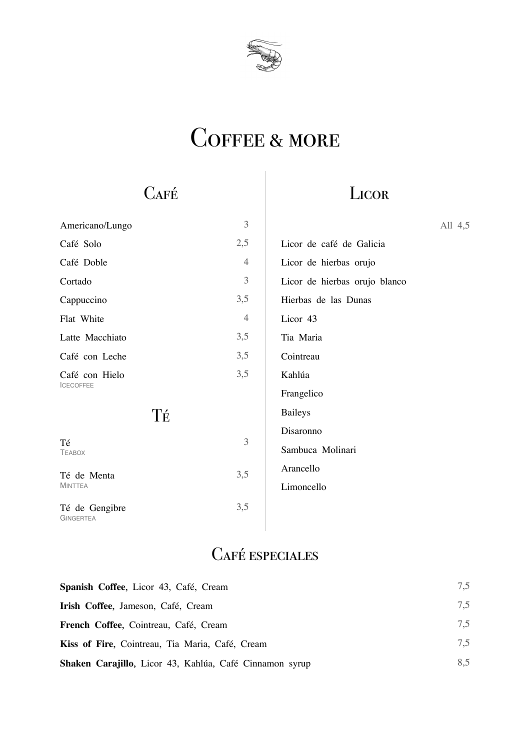# Coffee & more

## Café

| Item | Price |
|---|---|
| Americano/Lungo | 3 |
| Café Solo | 2,5 |
| Café Doble | 4 |
| Cortado | 3 |
| Cappuccino | 3,5 |
| Flat White | 4 |
| Latte Macchiato | 3,5 |
| Café con Leche | 3,5 |
| Café con Hielo<br>ICECOFFEE | 3,5 |

## Té

| Item | Price |
|---|---|
| Té<br>TEABOX | 3 |
| Té de Menta<br>MINTTEA | 3,5 |
| Té de Gengibre<br>GINGERTEA | 3,5 |

## Licor

All 4,5

- Licor de café de Galicia
- Licor de hierbas orujo
- Licor de hierbas orujo blanco
- Hierbas de las Dunas
- Licor 43
- Tia Maria
- Cointreau
- Kahlúa
- Frangelico
- Baileys
- Disaronno
- Sambuca Molinari
- Arancello
- Limoncello

## Café especiales

| Item | Price |
|---|---|
| **Spanish Coffee**, Licor 43, Café, Cream | 7,5 |
| **Irish Coffee**, Jameson, Café, Cream | 7,5 |
| **French Coffee**, Cointreau, Café, Cream | 7,5 |
| **Kiss of Fire**, Cointreau, Tia Maria, Café, Cream | 7,5 |
| **Shaken Carajillo**, Licor 43, Kahlúa, Café Cinnamon syrup | 8,5 |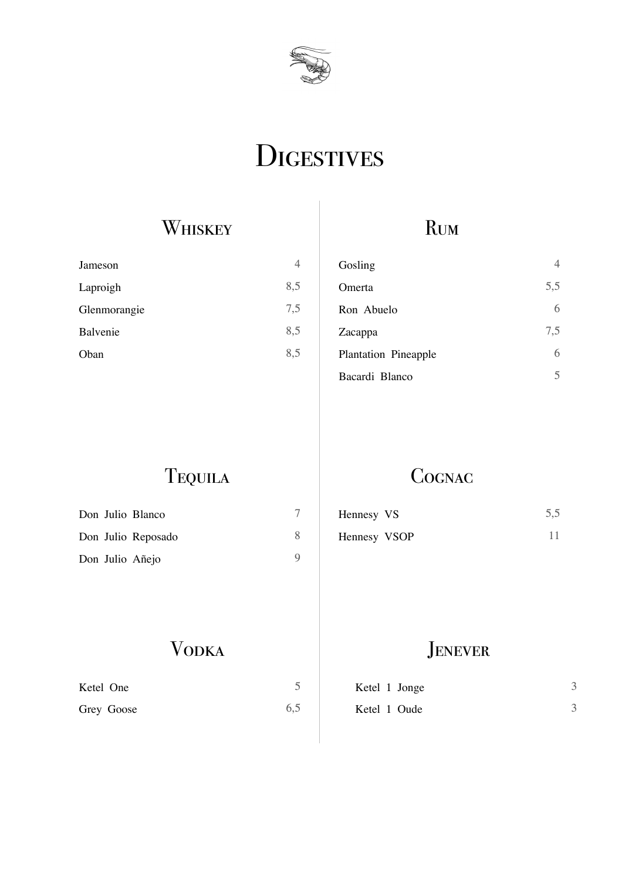# Digestives

## Whiskey

| | |
|---|---|
| Jameson | 4 |
| Laproigh | 8,5 |
| Glenmorangie | 7,5 |
| Balvenie | 8,5 |
| Oban | 8,5 |

## Rum

| | |
|---|---|
| Gosling | 4 |
| Omerta | 5,5 |
| Ron Abuelo | 6 |
| Zacappa | 7,5 |
| Plantation Pineapple | 6 |
| Bacardi Blanco | 5 |

## Tequila

| | |
|---|---|
| Don Julio Blanco | 7 |
| Don Julio Reposado | 8 |
| Don Julio Añejo | 9 |

## Cognac

| | |
|---|---|
| Hennesy VS | 5,5 |
| Hennesy VSOP | 11 |

## Vodka

| | |
|---|---|
| Ketel One | 5 |
| Grey Goose | 6,5 |

## Jenever

| | |
|---|---|
| Ketel 1 Jonge | 3 |
| Ketel 1 Oude | 3 |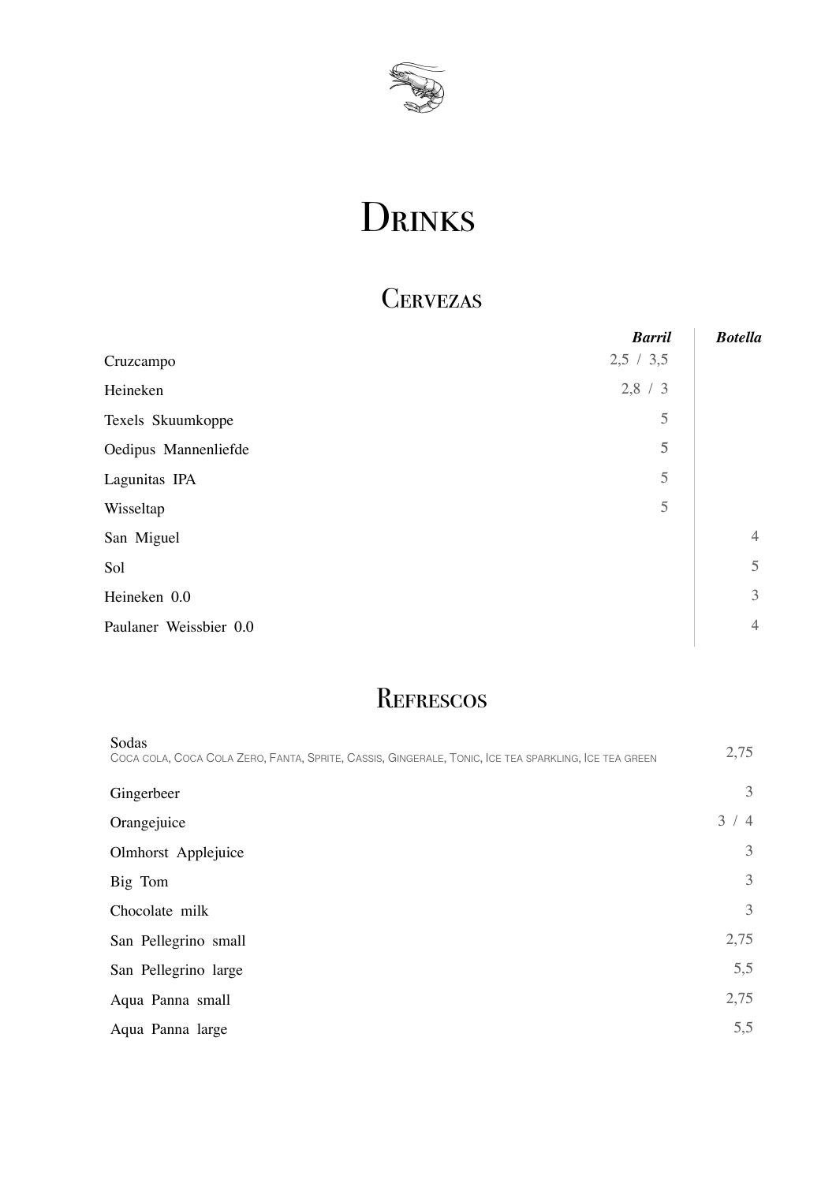# Drinks

## Cervezas

| | *Barril* | *Botella* |
|---|---|---|
| Cruzcampo | 2,5 / 3,5 | |
| Heineken | 2,8 / 3 | |
| Texels Skuumkoppe | 5 | |
| Oedipus Mannenliefde | 5 | |
| Lagunitas IPA | 5 | |
| Wisseltap | 5 | |
| San Miguel | | 4 |
| Sol | | 5 |
| Heineken 0.0 | | 3 |
| Paulaner Weissbier 0.0 | | 4 |

## Refrescos

| | |
|---|---|
| Sodas<br>Coca cola, Coca Cola Zero, Fanta, Sprite, Cassis, Gingerale, Tonic, Ice tea sparkling, Ice tea green | 2,75 |
| Gingerbeer | 3 |
| Orangejuice | 3 / 4 |
| Olmhorst Applejuice | 3 |
| Big Tom | 3 |
| Chocolate milk | 3 |
| San Pellegrino small | 2,75 |
| San Pellegrino large | 5,5 |
| Aqua Panna small | 2,75 |
| Aqua Panna large | 5,5 |